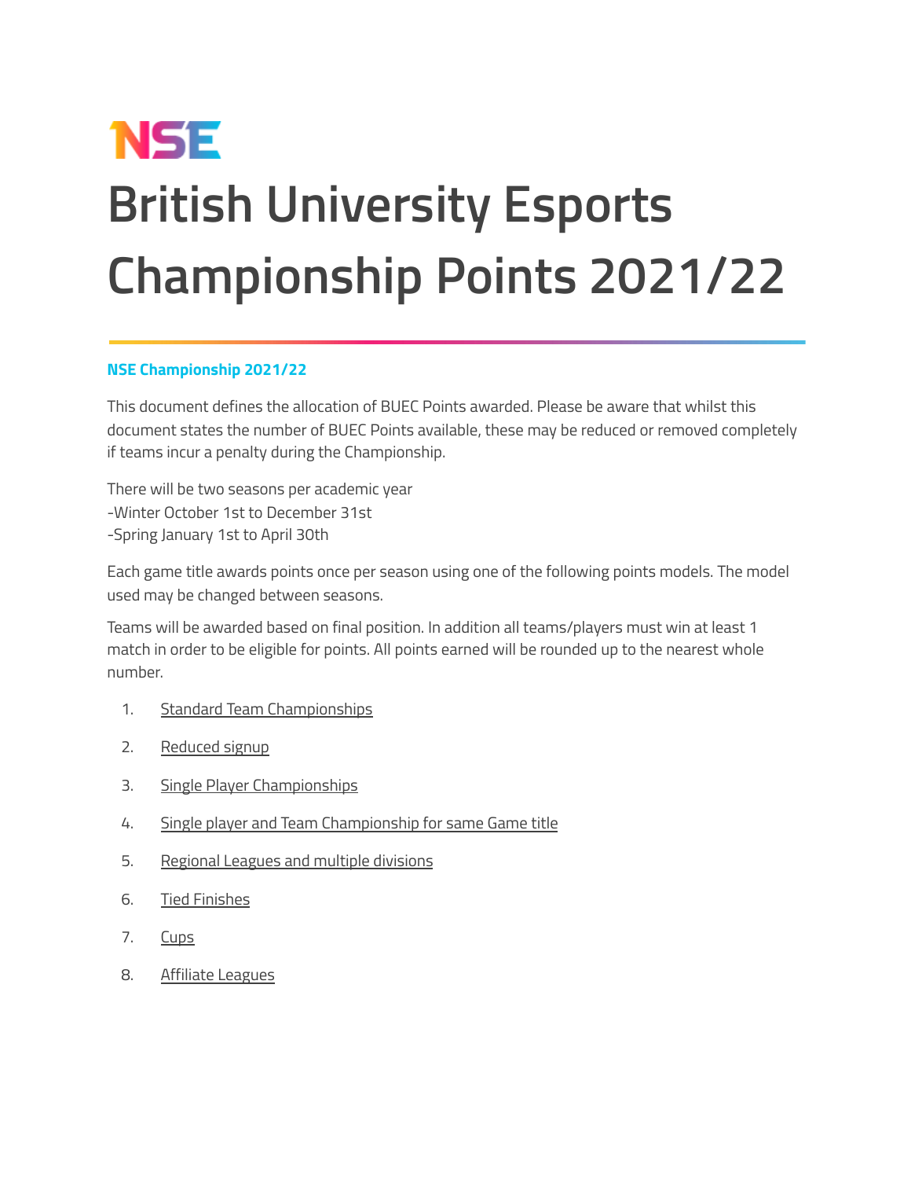NSE

# British University Esports Championship Points 2021/22

### NSE Championship 2021/22

This document defines the allocation of BUEC Points awarded. Please be aware that whilst this document states the number of BUEC Points available, these may be reduced or removed completely if teams incur a penalty during the Championship.

There will be two seasons per academic year
-Winter October 1st to December 31st
-Spring January 1st to April 30th

Each game title awards points once per season using one of the following points models. The model used may be changed between seasons.

Teams will be awarded based on final position. In addition all teams/players must win at least 1 match in order to be eligible for points. All points earned will be rounded up to the nearest whole number.

1. Standard Team Championships
2. Reduced signup
3. Single Player Championships
4. Single player and Team Championship for same Game title
5. Regional Leagues and multiple divisions
6. Tied Finishes
7. Cups
8. Affiliate Leagues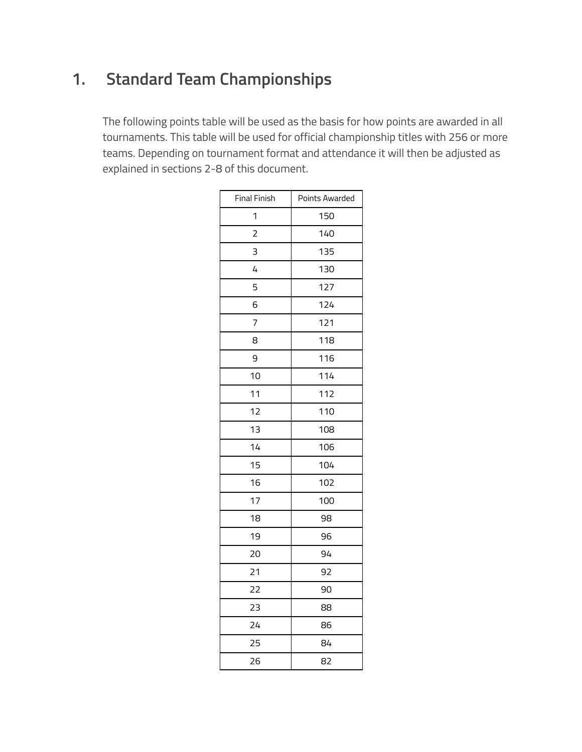## 1. Standard Team Championships

The following points table will be used as the basis for how points are awarded in all tournaments. This table will be used for official championship titles with 256 or more teams. Depending on tournament format and attendance it will then be adjusted as explained in sections 2-8 of this document.

| Final Finish | Points Awarded |
|---|---|
| 1 | 150 |
| 2 | 140 |
| 3 | 135 |
| 4 | 130 |
| 5 | 127 |
| 6 | 124 |
| 7 | 121 |
| 8 | 118 |
| 9 | 116 |
| 10 | 114 |
| 11 | 112 |
| 12 | 110 |
| 13 | 108 |
| 14 | 106 |
| 15 | 104 |
| 16 | 102 |
| 17 | 100 |
| 18 | 98 |
| 19 | 96 |
| 20 | 94 |
| 21 | 92 |
| 22 | 90 |
| 23 | 88 |
| 24 | 86 |
| 25 | 84 |
| 26 | 82 |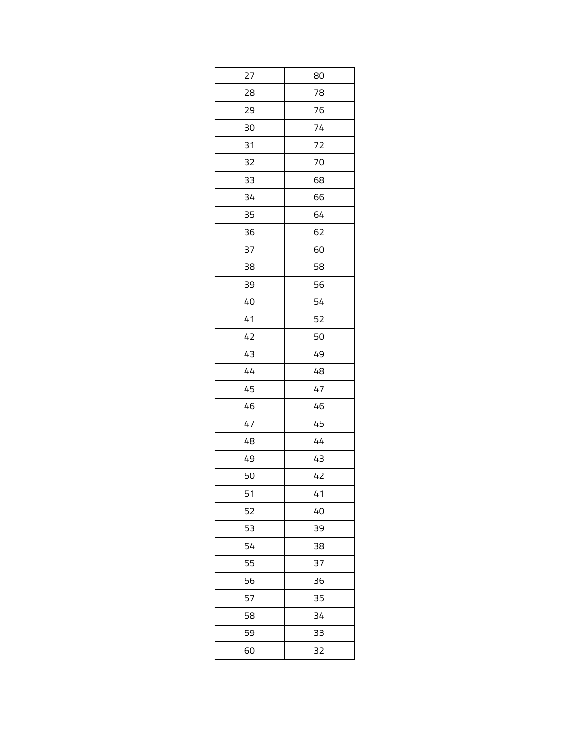| | |
|---|---|
| 27 | 80 |
| 28 | 78 |
| 29 | 76 |
| 30 | 74 |
| 31 | 72 |
| 32 | 70 |
| 33 | 68 |
| 34 | 66 |
| 35 | 64 |
| 36 | 62 |
| 37 | 60 |
| 38 | 58 |
| 39 | 56 |
| 40 | 54 |
| 41 | 52 |
| 42 | 50 |
| 43 | 49 |
| 44 | 48 |
| 45 | 47 |
| 46 | 46 |
| 47 | 45 |
| 48 | 44 |
| 49 | 43 |
| 50 | 42 |
| 51 | 41 |
| 52 | 40 |
| 53 | 39 |
| 54 | 38 |
| 55 | 37 |
| 56 | 36 |
| 57 | 35 |
| 58 | 34 |
| 59 | 33 |
| 60 | 32 |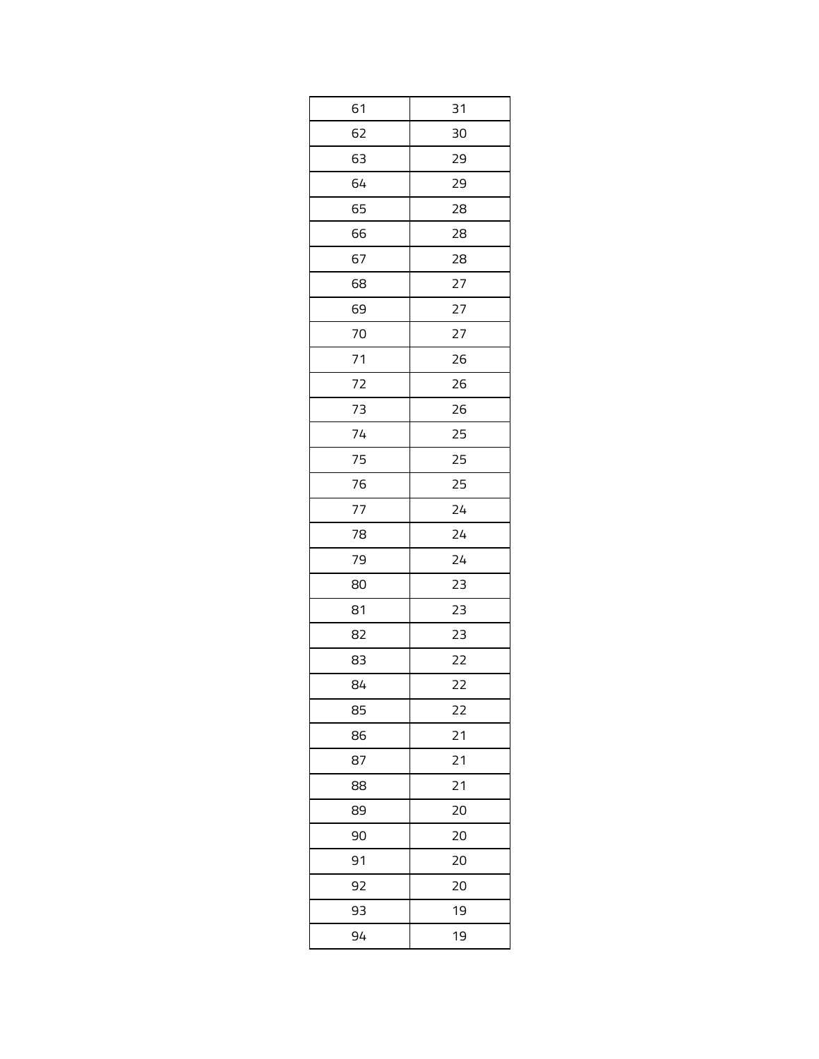| 61 | 31 |
|---|---|
| 62 | 30 |
| 63 | 29 |
| 64 | 29 |
| 65 | 28 |
| 66 | 28 |
| 67 | 28 |
| 68 | 27 |
| 69 | 27 |
| 70 | 27 |
| 71 | 26 |
| 72 | 26 |
| 73 | 26 |
| 74 | 25 |
| 75 | 25 |
| 76 | 25 |
| 77 | 24 |
| 78 | 24 |
| 79 | 24 |
| 80 | 23 |
| 81 | 23 |
| 82 | 23 |
| 83 | 22 |
| 84 | 22 |
| 85 | 22 |
| 86 | 21 |
| 87 | 21 |
| 88 | 21 |
| 89 | 20 |
| 90 | 20 |
| 91 | 20 |
| 92 | 20 |
| 93 | 19 |
| 94 | 19 |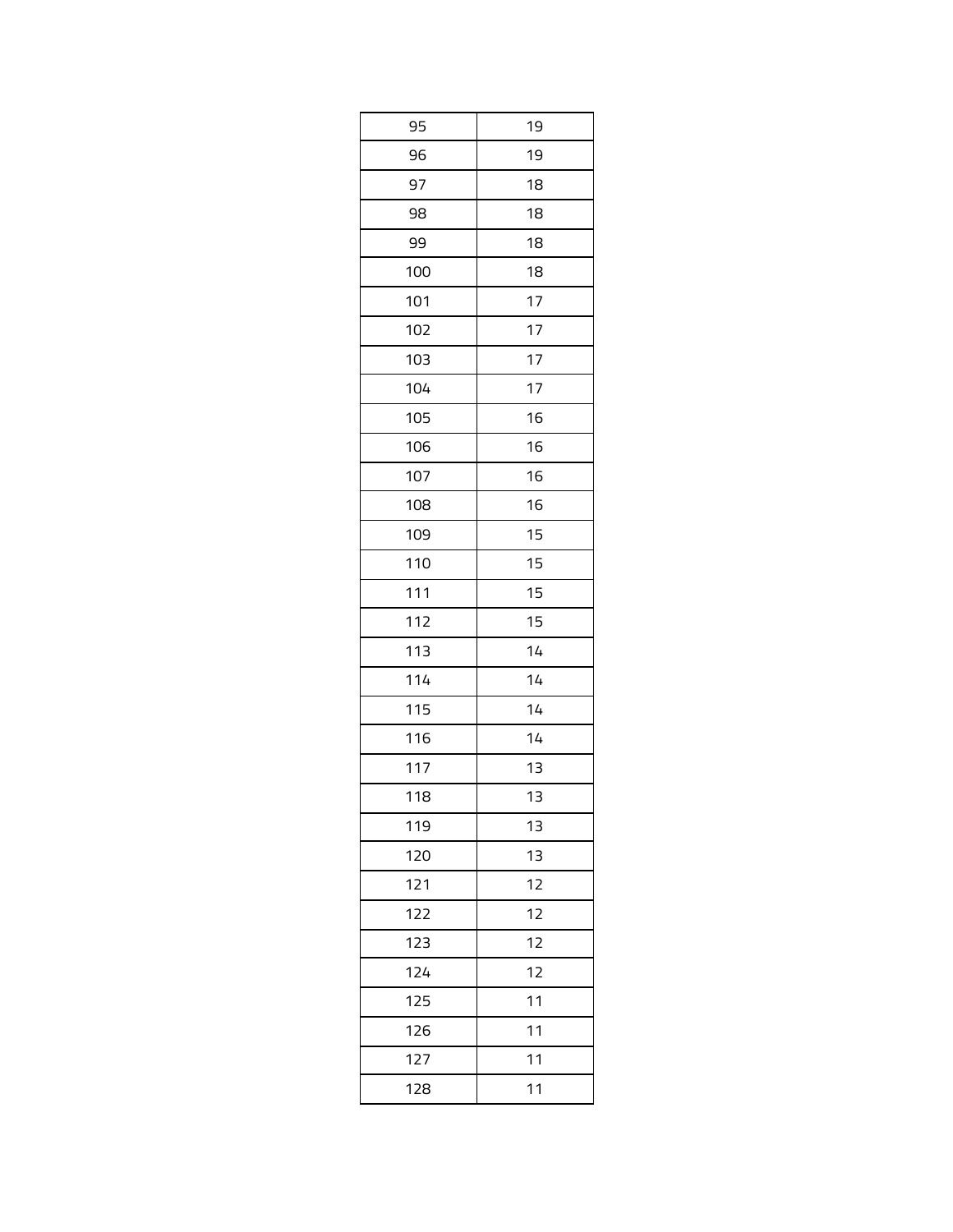| | |
|---|---|
| 95 | 19 |
| 96 | 19 |
| 97 | 18 |
| 98 | 18 |
| 99 | 18 |
| 100 | 18 |
| 101 | 17 |
| 102 | 17 |
| 103 | 17 |
| 104 | 17 |
| 105 | 16 |
| 106 | 16 |
| 107 | 16 |
| 108 | 16 |
| 109 | 15 |
| 110 | 15 |
| 111 | 15 |
| 112 | 15 |
| 113 | 14 |
| 114 | 14 |
| 115 | 14 |
| 116 | 14 |
| 117 | 13 |
| 118 | 13 |
| 119 | 13 |
| 120 | 13 |
| 121 | 12 |
| 122 | 12 |
| 123 | 12 |
| 124 | 12 |
| 125 | 11 |
| 126 | 11 |
| 127 | 11 |
| 128 | 11 |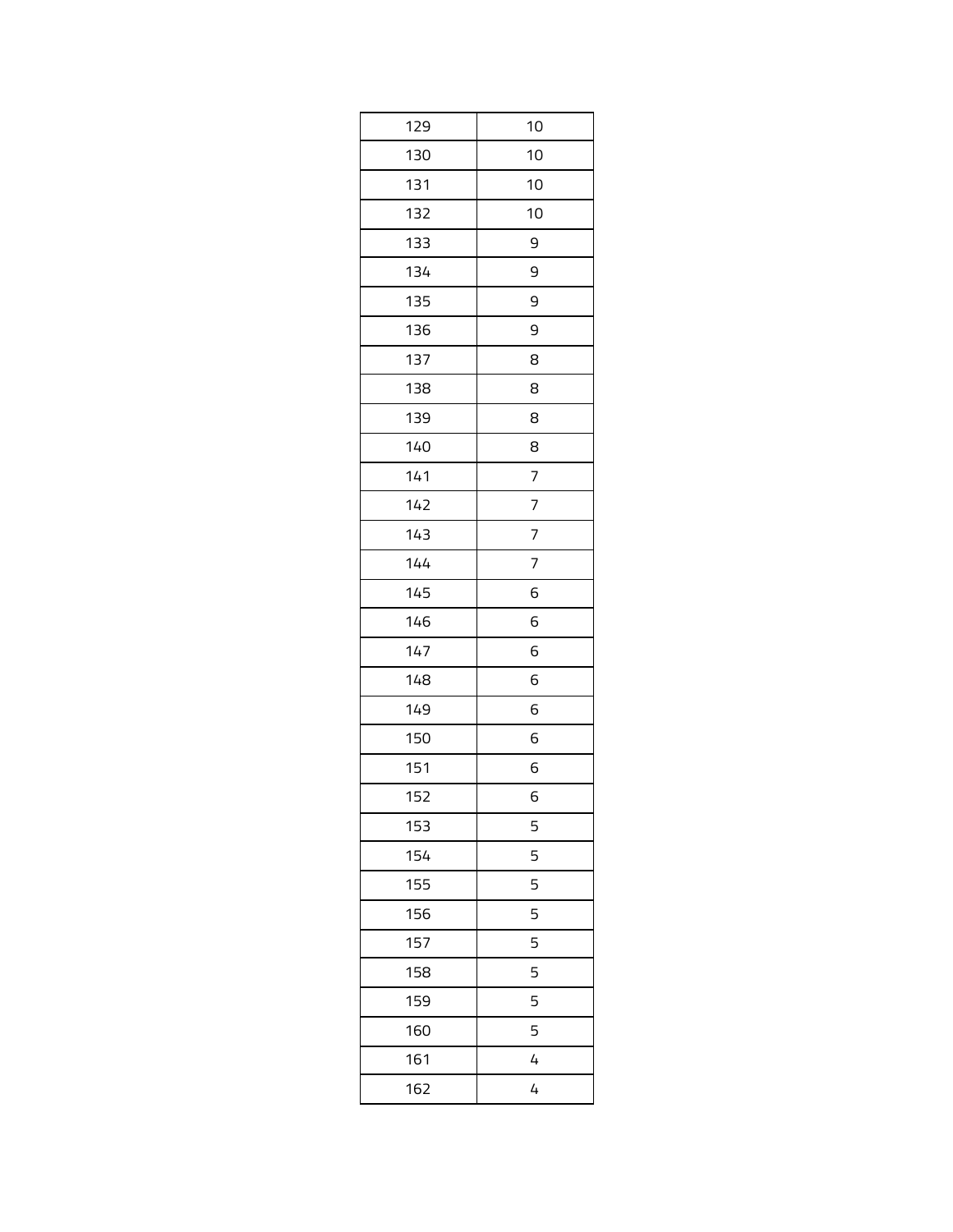| | |
|---|---|
| 129 | 10 |
| 130 | 10 |
| 131 | 10 |
| 132 | 10 |
| 133 | 9 |
| 134 | 9 |
| 135 | 9 |
| 136 | 9 |
| 137 | 8 |
| 138 | 8 |
| 139 | 8 |
| 140 | 8 |
| 141 | 7 |
| 142 | 7 |
| 143 | 7 |
| 144 | 7 |
| 145 | 6 |
| 146 | 6 |
| 147 | 6 |
| 148 | 6 |
| 149 | 6 |
| 150 | 6 |
| 151 | 6 |
| 152 | 6 |
| 153 | 5 |
| 154 | 5 |
| 155 | 5 |
| 156 | 5 |
| 157 | 5 |
| 158 | 5 |
| 159 | 5 |
| 160 | 5 |
| 161 | 4 |
| 162 | 4 |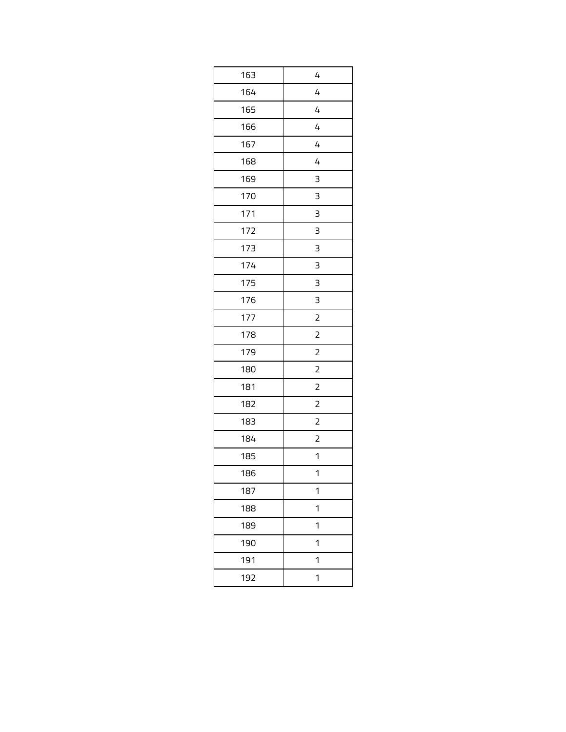| 163 | 4 |
|---|---|
| 164 | 4 |
| 165 | 4 |
| 166 | 4 |
| 167 | 4 |
| 168 | 4 |
| 169 | 3 |
| 170 | 3 |
| 171 | 3 |
| 172 | 3 |
| 173 | 3 |
| 174 | 3 |
| 175 | 3 |
| 176 | 3 |
| 177 | 2 |
| 178 | 2 |
| 179 | 2 |
| 180 | 2 |
| 181 | 2 |
| 182 | 2 |
| 183 | 2 |
| 184 | 2 |
| 185 | 1 |
| 186 | 1 |
| 187 | 1 |
| 188 | 1 |
| 189 | 1 |
| 190 | 1 |
| 191 | 1 |
| 192 | 1 |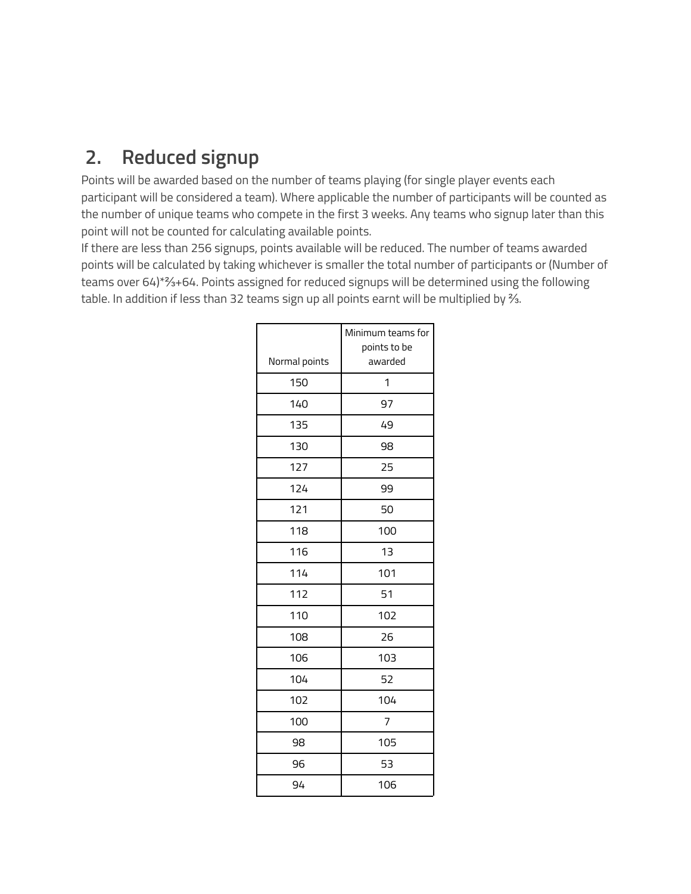## 2. Reduced signup

Points will be awarded based on the number of teams playing (for single player events each participant will be considered a team). Where applicable the number of participants will be counted as the number of unique teams who compete in the first 3 weeks. Any teams who signup later than this point will not be counted for calculating available points.

If there are less than 256 signups, points available will be reduced. The number of teams awarded points will be calculated by taking whichever is smaller the total number of participants or (Number of teams over 64)*⅔+64. Points assigned for reduced signups will be determined using the following table. In addition if less than 32 teams sign up all points earnt will be multiplied by ⅔.

| Normal points | Minimum teams for points to be awarded |
|---|---|
| 150 | 1 |
| 140 | 97 |
| 135 | 49 |
| 130 | 98 |
| 127 | 25 |
| 124 | 99 |
| 121 | 50 |
| 118 | 100 |
| 116 | 13 |
| 114 | 101 |
| 112 | 51 |
| 110 | 102 |
| 108 | 26 |
| 106 | 103 |
| 104 | 52 |
| 102 | 104 |
| 100 | 7 |
| 98 | 105 |
| 96 | 53 |
| 94 | 106 |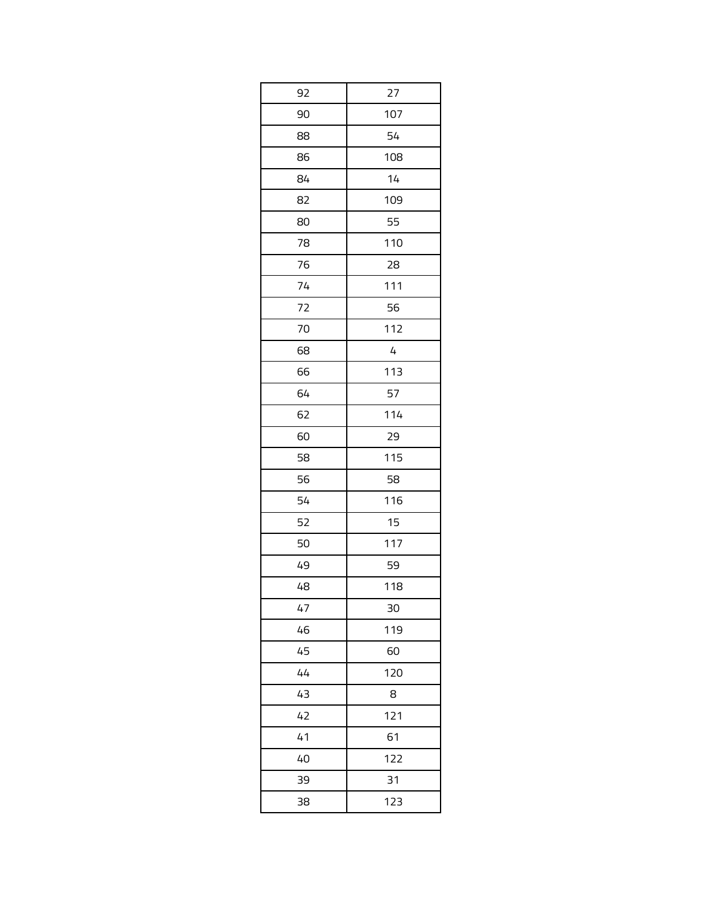| 92 | 27 |
|---|---|
| 90 | 107 |
| 88 | 54 |
| 86 | 108 |
| 84 | 14 |
| 82 | 109 |
| 80 | 55 |
| 78 | 110 |
| 76 | 28 |
| 74 | 111 |
| 72 | 56 |
| 70 | 112 |
| 68 | 4 |
| 66 | 113 |
| 64 | 57 |
| 62 | 114 |
| 60 | 29 |
| 58 | 115 |
| 56 | 58 |
| 54 | 116 |
| 52 | 15 |
| 50 | 117 |
| 49 | 59 |
| 48 | 118 |
| 47 | 30 |
| 46 | 119 |
| 45 | 60 |
| 44 | 120 |
| 43 | 8 |
| 42 | 121 |
| 41 | 61 |
| 40 | 122 |
| 39 | 31 |
| 38 | 123 |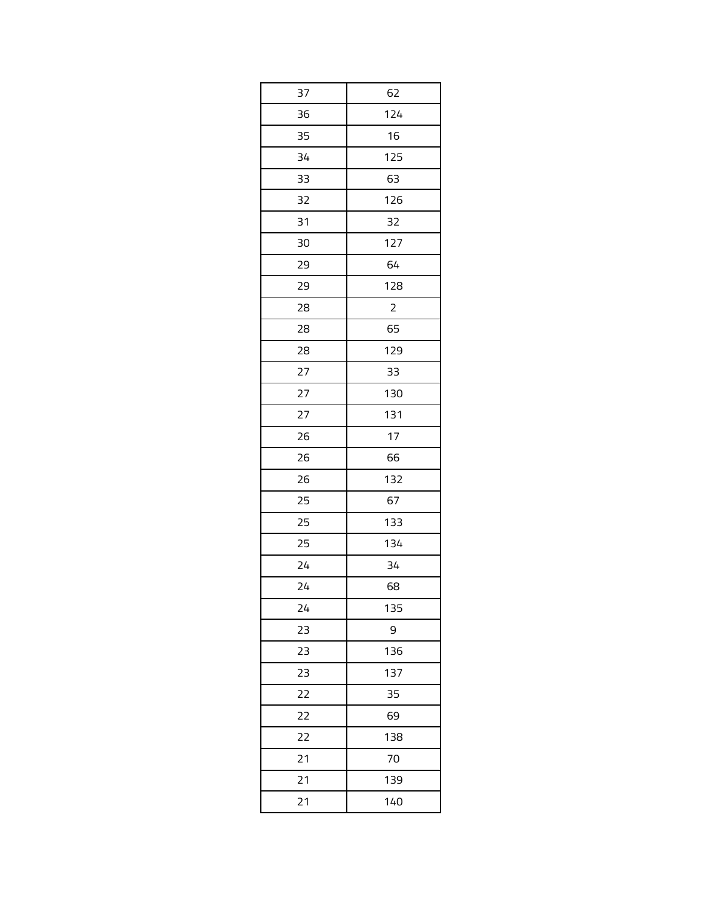| 37 | 62 |
|---|---|
| 36 | 124 |
| 35 | 16 |
| 34 | 125 |
| 33 | 63 |
| 32 | 126 |
| 31 | 32 |
| 30 | 127 |
| 29 | 64 |
| 29 | 128 |
| 28 | 2 |
| 28 | 65 |
| 28 | 129 |
| 27 | 33 |
| 27 | 130 |
| 27 | 131 |
| 26 | 17 |
| 26 | 66 |
| 26 | 132 |
| 25 | 67 |
| 25 | 133 |
| 25 | 134 |
| 24 | 34 |
| 24 | 68 |
| 24 | 135 |
| 23 | 9 |
| 23 | 136 |
| 23 | 137 |
| 22 | 35 |
| 22 | 69 |
| 22 | 138 |
| 21 | 70 |
| 21 | 139 |
| 21 | 140 |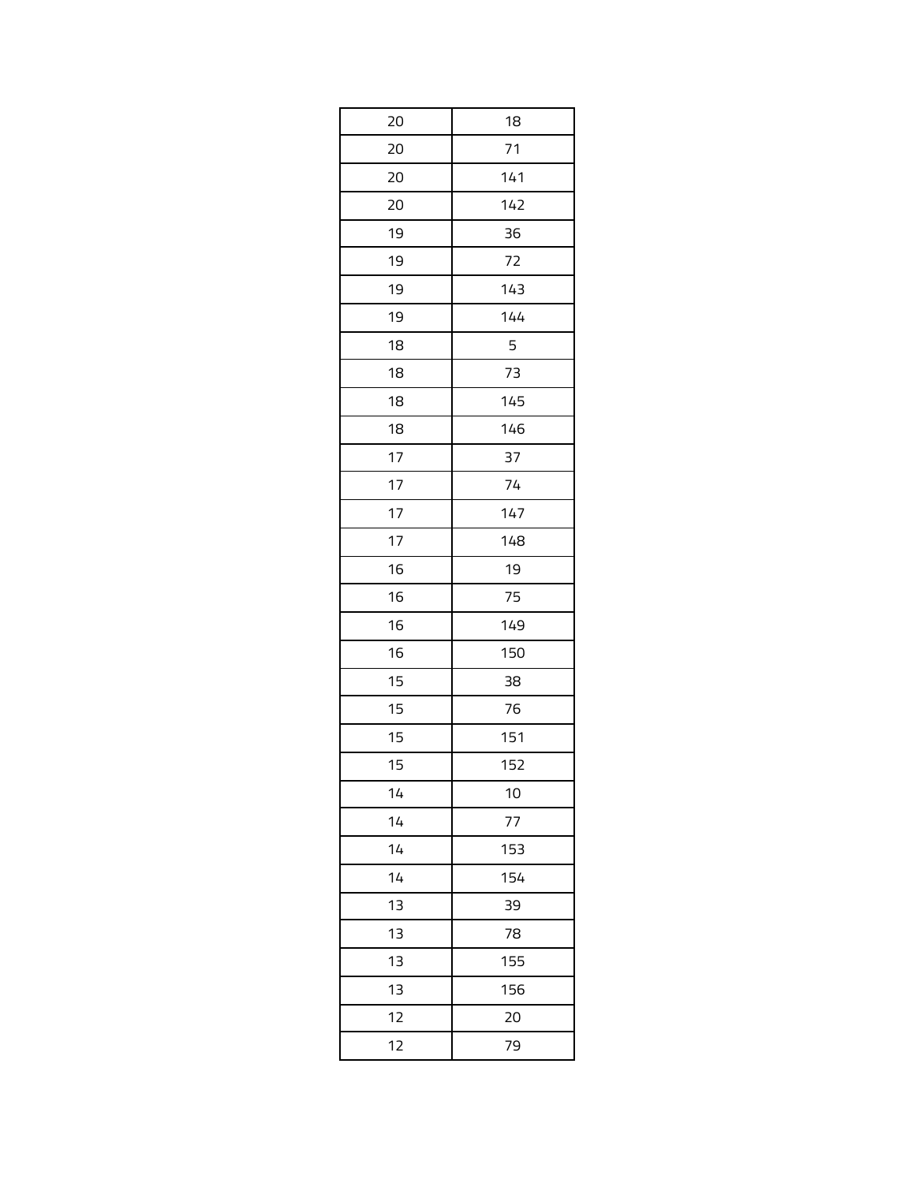| 20 | 18 |
|---|---|
| 20 | 71 |
| 20 | 141 |
| 20 | 142 |
| 19 | 36 |
| 19 | 72 |
| 19 | 143 |
| 19 | 144 |
| 18 | 5 |
| 18 | 73 |
| 18 | 145 |
| 18 | 146 |
| 17 | 37 |
| 17 | 74 |
| 17 | 147 |
| 17 | 148 |
| 16 | 19 |
| 16 | 75 |
| 16 | 149 |
| 16 | 150 |
| 15 | 38 |
| 15 | 76 |
| 15 | 151 |
| 15 | 152 |
| 14 | 10 |
| 14 | 77 |
| 14 | 153 |
| 14 | 154 |
| 13 | 39 |
| 13 | 78 |
| 13 | 155 |
| 13 | 156 |
| 12 | 20 |
| 12 | 79 |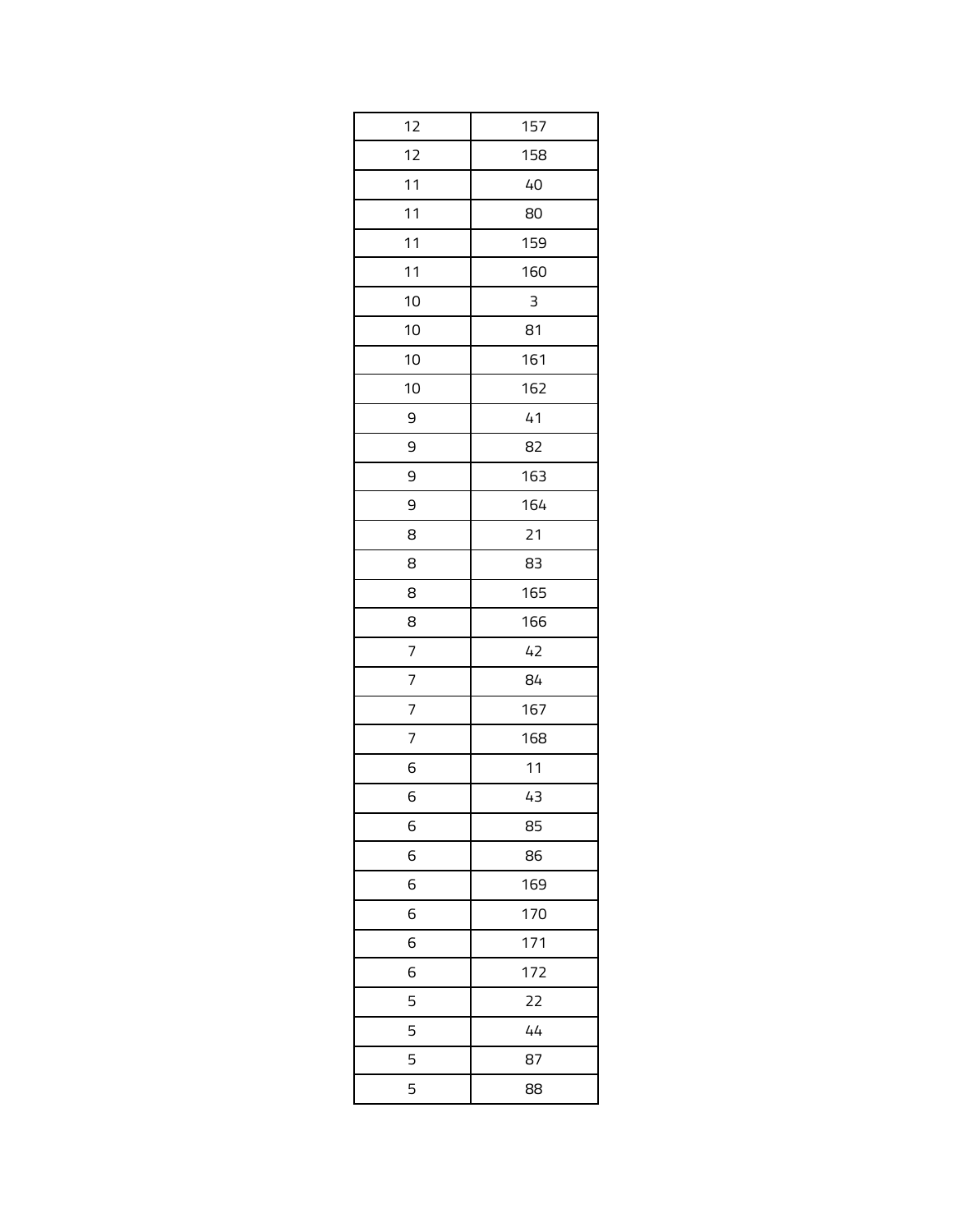| 12 | 157 |
|---|---|
| 12 | 158 |
| 11 | 40 |
| 11 | 80 |
| 11 | 159 |
| 11 | 160 |
| 10 | 3 |
| 10 | 81 |
| 10 | 161 |
| 10 | 162 |
| 9 | 41 |
| 9 | 82 |
| 9 | 163 |
| 9 | 164 |
| 8 | 21 |
| 8 | 83 |
| 8 | 165 |
| 8 | 166 |
| 7 | 42 |
| 7 | 84 |
| 7 | 167 |
| 7 | 168 |
| 6 | 11 |
| 6 | 43 |
| 6 | 85 |
| 6 | 86 |
| 6 | 169 |
| 6 | 170 |
| 6 | 171 |
| 6 | 172 |
| 5 | 22 |
| 5 | 44 |
| 5 | 87 |
| 5 | 88 |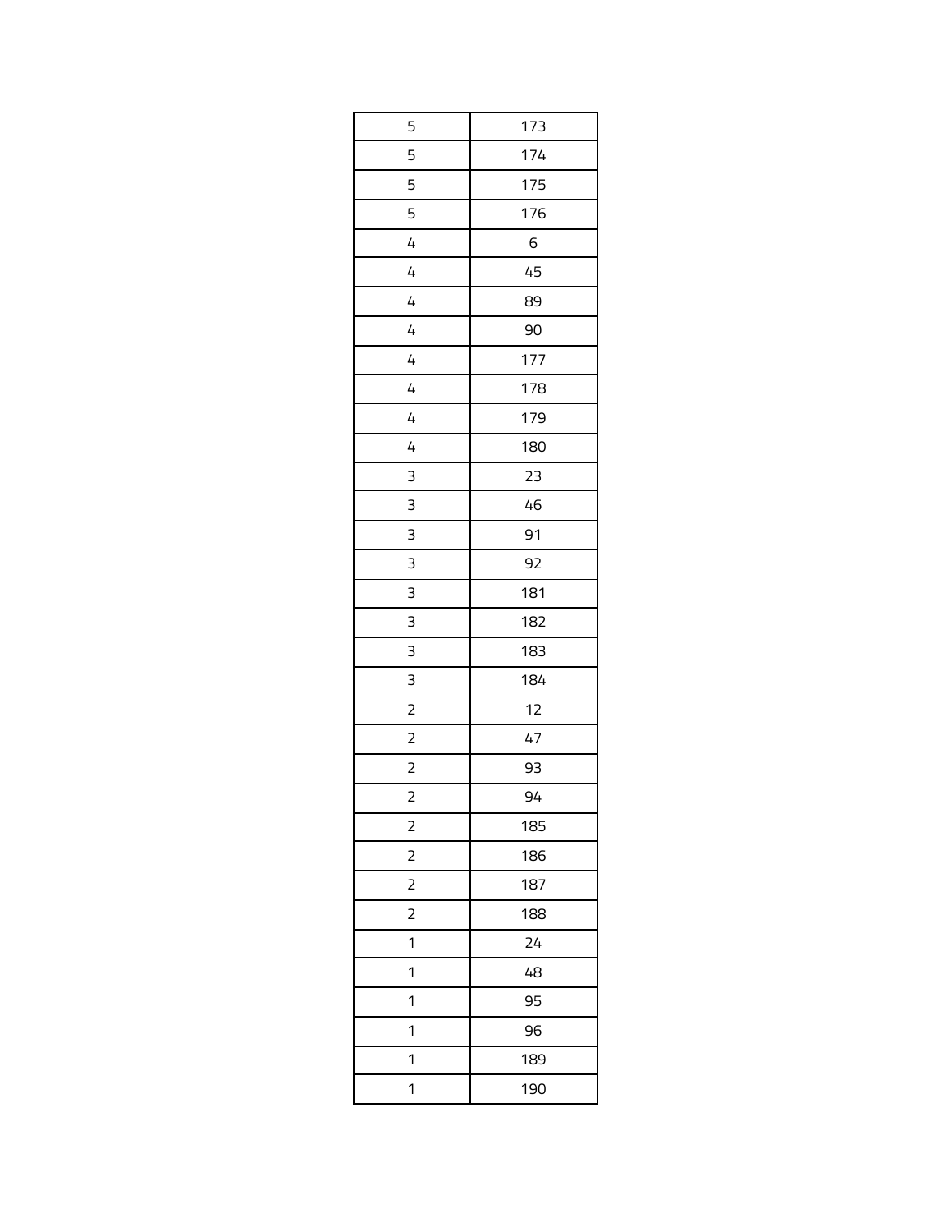| 5 | 173 |
|---|---|
| 5 | 174 |
| 5 | 175 |
| 5 | 176 |
| 4 | 6 |
| 4 | 45 |
| 4 | 89 |
| 4 | 90 |
| 4 | 177 |
| 4 | 178 |
| 4 | 179 |
| 4 | 180 |
| 3 | 23 |
| 3 | 46 |
| 3 | 91 |
| 3 | 92 |
| 3 | 181 |
| 3 | 182 |
| 3 | 183 |
| 3 | 184 |
| 2 | 12 |
| 2 | 47 |
| 2 | 93 |
| 2 | 94 |
| 2 | 185 |
| 2 | 186 |
| 2 | 187 |
| 2 | 188 |
| 1 | 24 |
| 1 | 48 |
| 1 | 95 |
| 1 | 96 |
| 1 | 189 |
| 1 | 190 |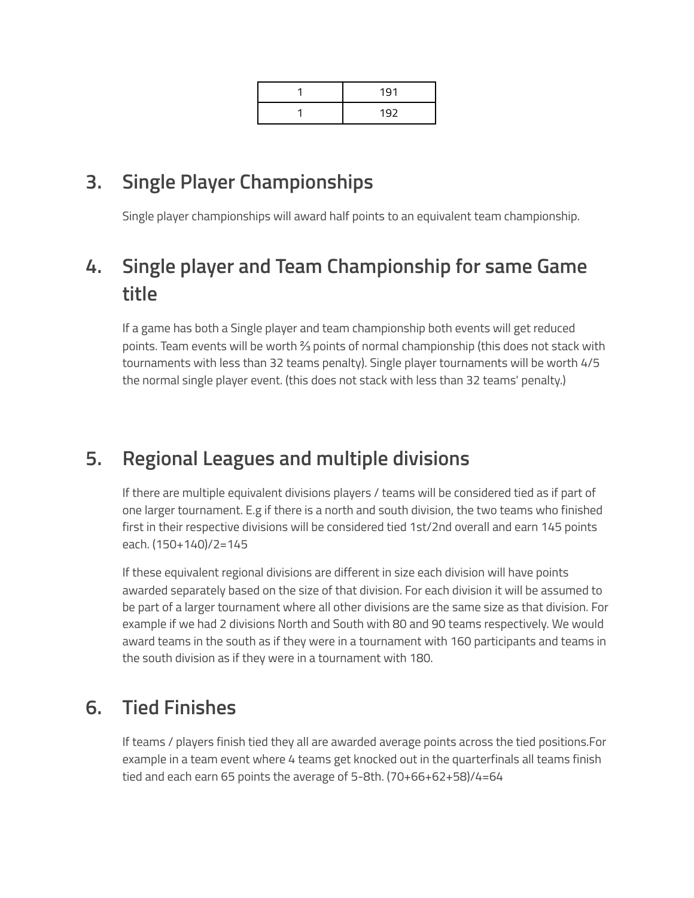| 1 | 191 |
| --- | --- |
| 1 | 192 |

## 3. Single Player Championships

Single player championships will award half points to an equivalent team championship.

## 4. Single player and Team Championship for same Game title

If a game has both a Single player and team championship both events will get reduced points. Team events will be worth ⅔ points of normal championship (this does not stack with tournaments with less than 32 teams penalty). Single player tournaments will be worth 4/5 the normal single player event. (this does not stack with less than 32 teams' penalty.)

## 5. Regional Leagues and multiple divisions

If there are multiple equivalent divisions players / teams will be considered tied as if part of one larger tournament. E.g if there is a north and south division, the two teams who finished first in their respective divisions will be considered tied 1st/2nd overall and earn 145 points each. (150+140)/2=145

If these equivalent regional divisions are different in size each division will have points awarded separately based on the size of that division. For each division it will be assumed to be part of a larger tournament where all other divisions are the same size as that division. For example if we had 2 divisions North and South with 80 and 90 teams respectively. We would award teams in the south as if they were in a tournament with 160 participants and teams in the south division as if they were in a tournament with 180.

## 6. Tied Finishes

If teams / players finish tied they all are awarded average points across the tied positions.For example in a team event where 4 teams get knocked out in the quarterfinals all teams finish tied and each earn 65 points the average of 5-8th. (70+66+62+58)/4=64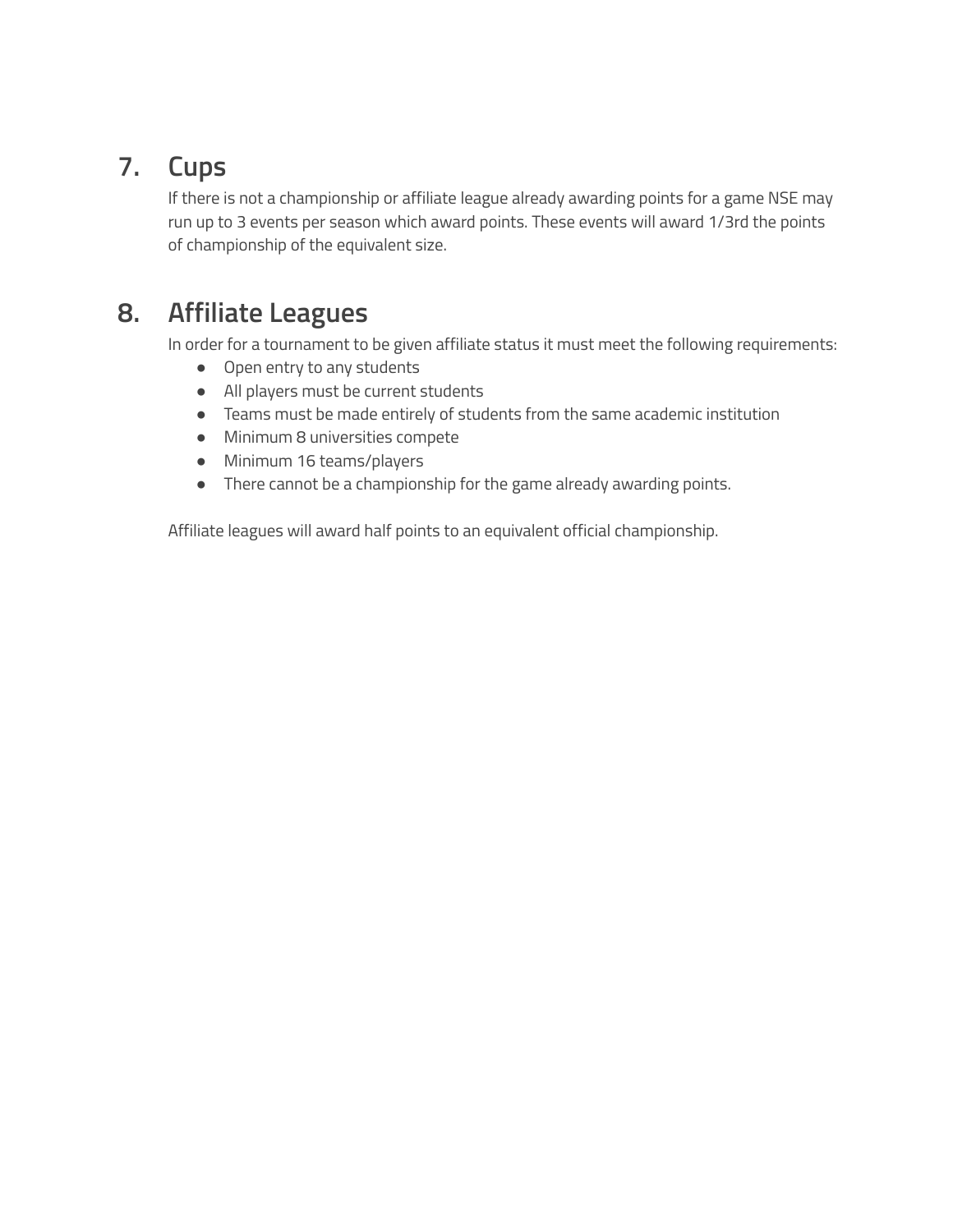## 7. Cups

If there is not a championship or affiliate league already awarding points for a game NSE may run up to 3 events per season which award points. These events will award 1/3rd the points of championship of the equivalent size.

## 8. Affiliate Leagues

In order for a tournament to be given affiliate status it must meet the following requirements:

- Open entry to any students
- All players must be current students
- Teams must be made entirely of students from the same academic institution
- Minimum 8 universities compete
- Minimum 16 teams/players
- There cannot be a championship for the game already awarding points.

Affiliate leagues will award half points to an equivalent official championship.